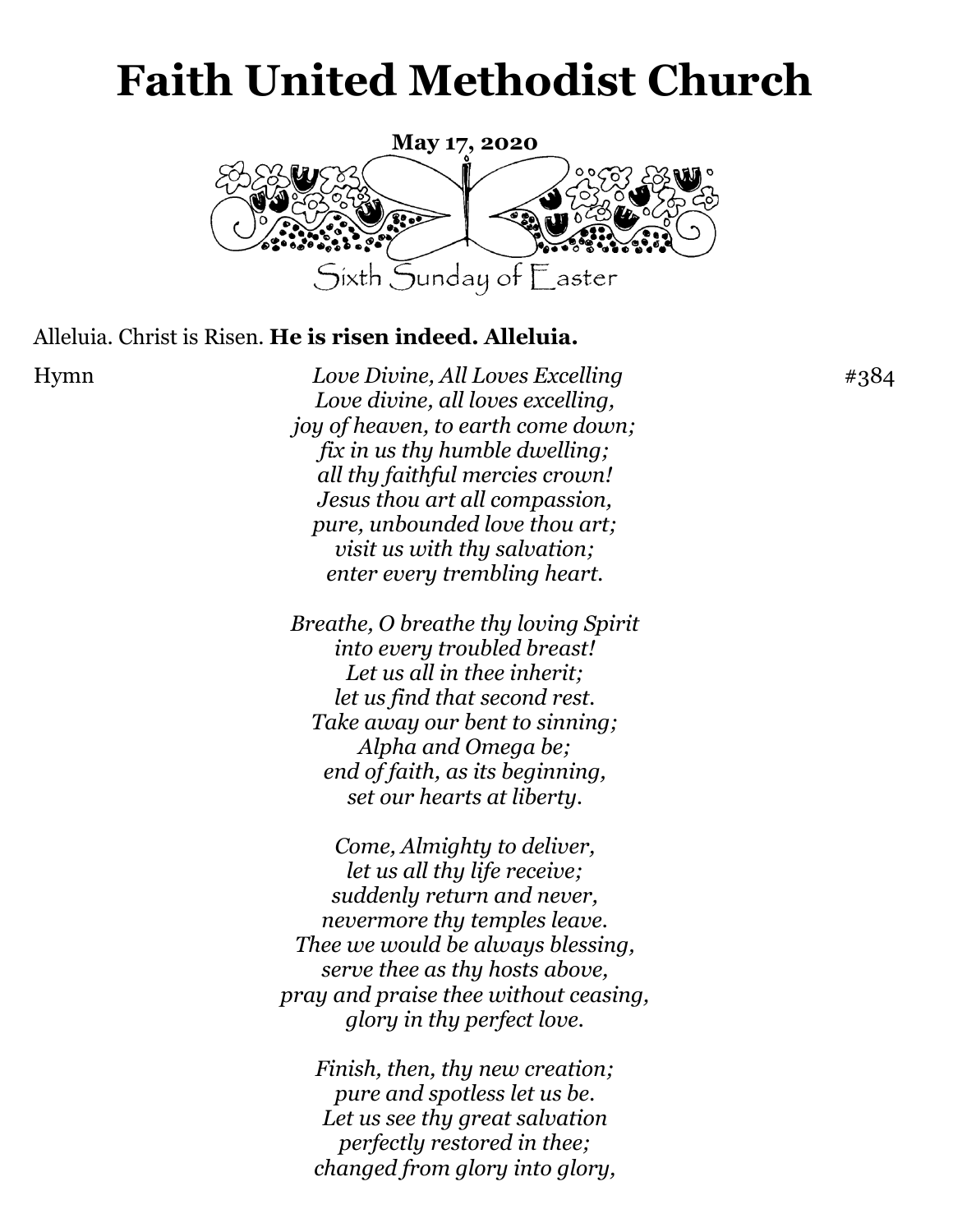# Faith United Methodist Church

**May 17, 2020**

Sixth Sunday of Easter

Alleluia. Christ is Risen. **He is risen indeed. Alleluia.**

Hymn *Love Divine, All Loves Excelling* #384

*Love divine, all loves excelling,*
*joy of heaven, to earth come down;*
*fix in us thy humble dwelling;*
*all thy faithful mercies crown!*
*Jesus thou art all compassion,*
*pure, unbounded love thou art;*
*visit us with thy salvation;*
*enter every trembling heart.*

*Breathe, O breathe thy loving Spirit*
*into every troubled breast!*
*Let us all in thee inherit;*
*let us find that second rest.*
*Take away our bent to sinning;*
*Alpha and Omega be;*
*end of faith, as its beginning,*
*set our hearts at liberty.*

*Come, Almighty to deliver,*
*let us all thy life receive;*
*suddenly return and never,*
*nevermore thy temples leave.*
*Thee we would be always blessing,*
*serve thee as thy hosts above,*
*pray and praise thee without ceasing,*
*glory in thy perfect love.*

*Finish, then, thy new creation;*
*pure and spotless let us be.*
*Let us see thy great salvation*
*perfectly restored in thee;*
*changed from glory into glory,*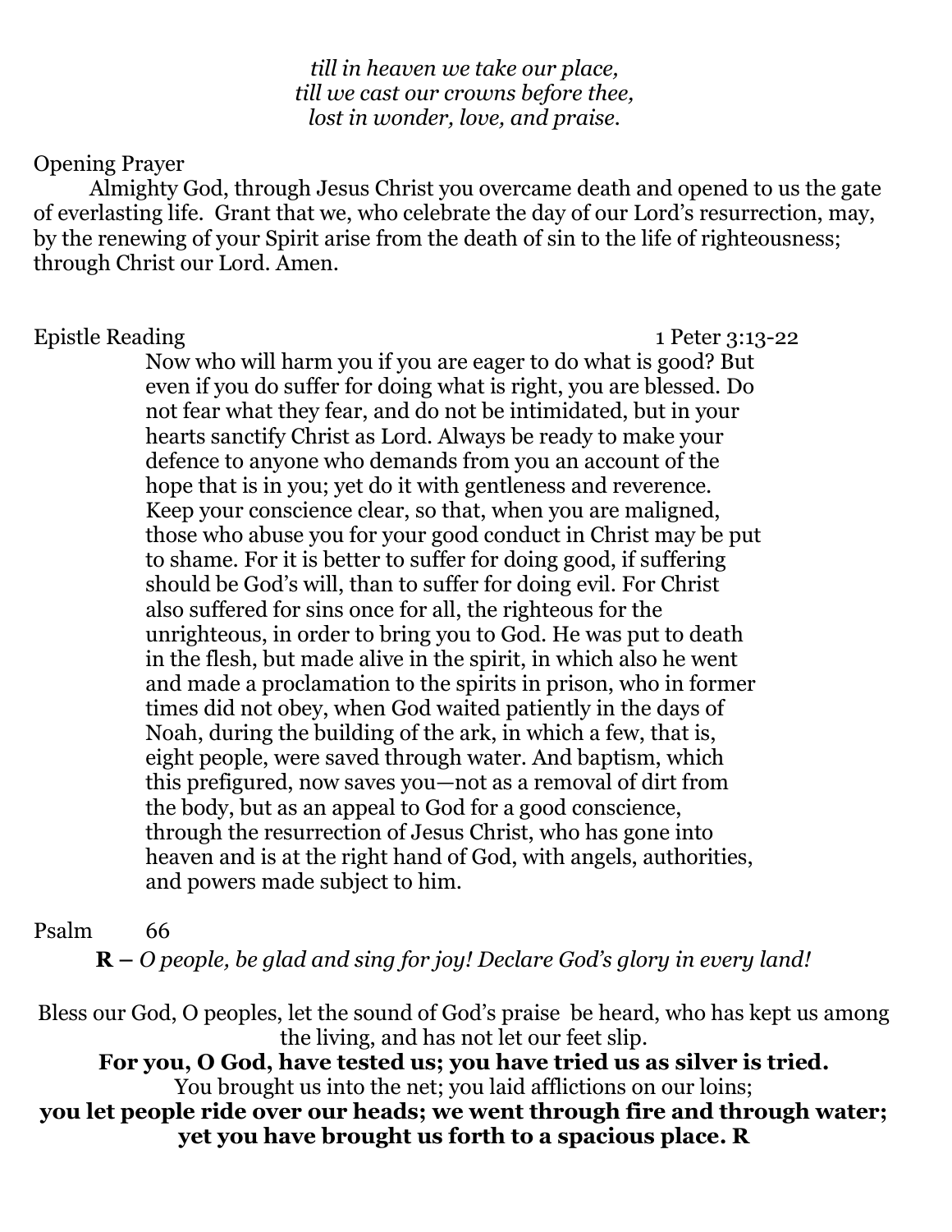*till in heaven we take our place,*
*till we cast our crowns before thee,*
*lost in wonder, love, and praise.*

Opening Prayer

Almighty God, through Jesus Christ you overcame death and opened to us the gate of everlasting life. Grant that we, who celebrate the day of our Lord's resurrection, may, by the renewing of your Spirit arise from the death of sin to the life of righteousness; through Christ our Lord. Amen.

Epistle Reading 1 Peter 3:13-22

Now who will harm you if you are eager to do what is good? But even if you do suffer for doing what is right, you are blessed. Do not fear what they fear, and do not be intimidated, but in your hearts sanctify Christ as Lord. Always be ready to make your defence to anyone who demands from you an account of the hope that is in you; yet do it with gentleness and reverence. Keep your conscience clear, so that, when you are maligned, those who abuse you for your good conduct in Christ may be put to shame. For it is better to suffer for doing good, if suffering should be God's will, than to suffer for doing evil. For Christ also suffered for sins once for all, the righteous for the unrighteous, in order to bring you to God. He was put to death in the flesh, but made alive in the spirit, in which also he went and made a proclamation to the spirits in prison, who in former times did not obey, when God waited patiently in the days of Noah, during the building of the ark, in which a few, that is, eight people, were saved through water. And baptism, which this prefigured, now saves you—not as a removal of dirt from the body, but as an appeal to God for a good conscience, through the resurrection of Jesus Christ, who has gone into heaven and is at the right hand of God, with angels, authorities, and powers made subject to him.

Psalm 66

**R –** *O people, be glad and sing for joy! Declare God's glory in every land!*

Bless our God, O peoples, let the sound of God's praise be heard, who has kept us among the living, and has not let our feet slip.

**For you, O God, have tested us; you have tried us as silver is tried.**

You brought us into the net; you laid afflictions on our loins;

**you let people ride over our heads; we went through fire and through water; yet you have brought us forth to a spacious place. R**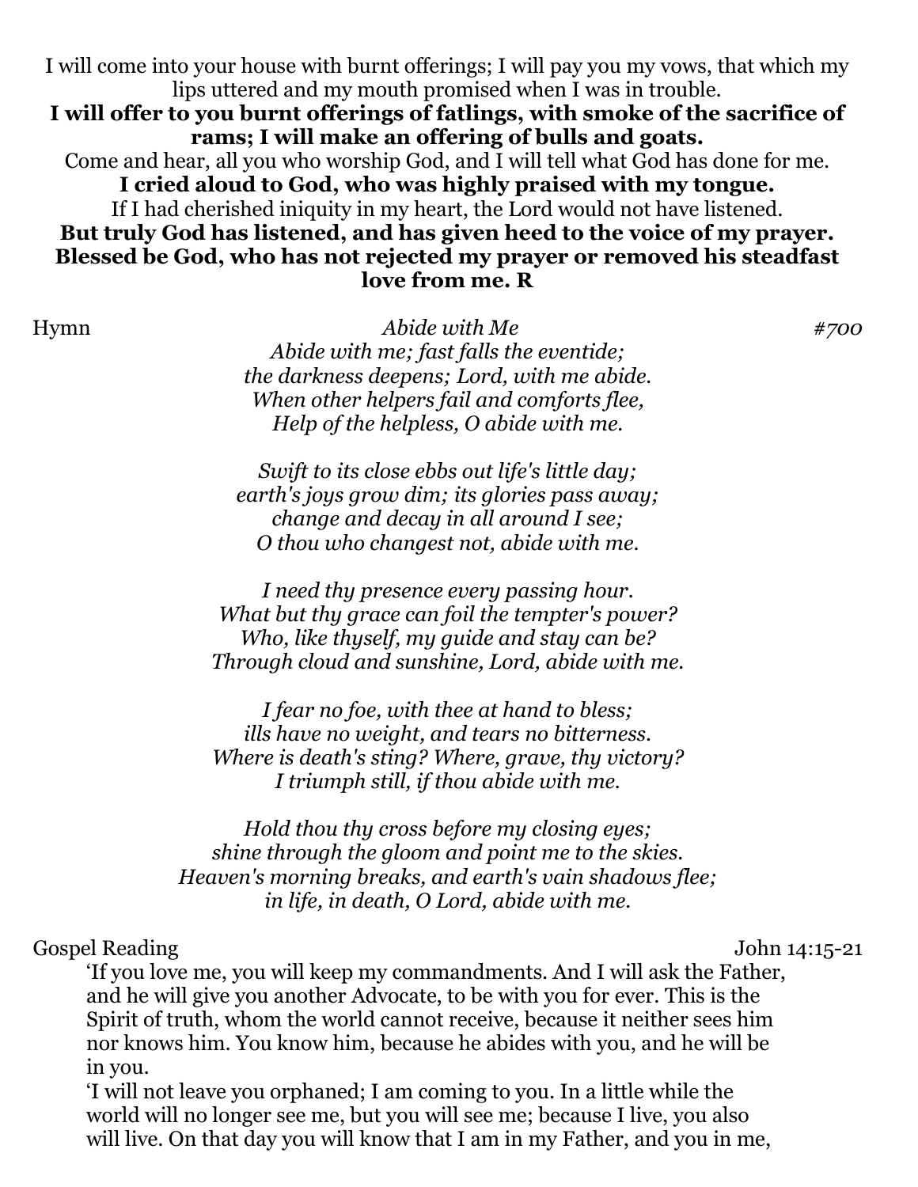I will come into your house with burnt offerings; I will pay you my vows, that which my lips uttered and my mouth promised when I was in trouble.

**I will offer to you burnt offerings of fatlings, with smoke of the sacrifice of rams; I will make an offering of bulls and goats.**

Come and hear, all you who worship God, and I will tell what God has done for me.

**I cried aloud to God, who was highly praised with my tongue.**

If I had cherished iniquity in my heart, the Lord would not have listened.

**But truly God has listened, and has given heed to the voice of my prayer.**

**Blessed be God, who has not rejected my prayer or removed his steadfast love from me. R**

Hymn — *Abide with Me* — *#700*

*Abide with me; fast falls the eventide;*
*the darkness deepens; Lord, with me abide.*
*When other helpers fail and comforts flee,*
*Help of the helpless, O abide with me.*

*Swift to its close ebbs out life's little day;*
*earth's joys grow dim; its glories pass away;*
*change and decay in all around I see;*
*O thou who changest not, abide with me.*

*I need thy presence every passing hour.*
*What but thy grace can foil the tempter's power?*
*Who, like thyself, my guide and stay can be?*
*Through cloud and sunshine, Lord, abide with me.*

*I fear no foe, with thee at hand to bless;*
*ills have no weight, and tears no bitterness.*
*Where is death's sting? Where, grave, thy victory?*
*I triumph still, if thou abide with me.*

*Hold thou thy cross before my closing eyes;*
*shine through the gloom and point me to the skies.*
*Heaven's morning breaks, and earth's vain shadows flee;*
*in life, in death, O Lord, abide with me.*

Gospel Reading — John 14:15-21

'If you love me, you will keep my commandments. And I will ask the Father, and he will give you another Advocate, to be with you for ever. This is the Spirit of truth, whom the world cannot receive, because it neither sees him nor knows him. You know him, because he abides with you, and he will be in you.

'I will not leave you orphaned; I am coming to you. In a little while the world will no longer see me, but you will see me; because I live, you also will live. On that day you will know that I am in my Father, and you in me,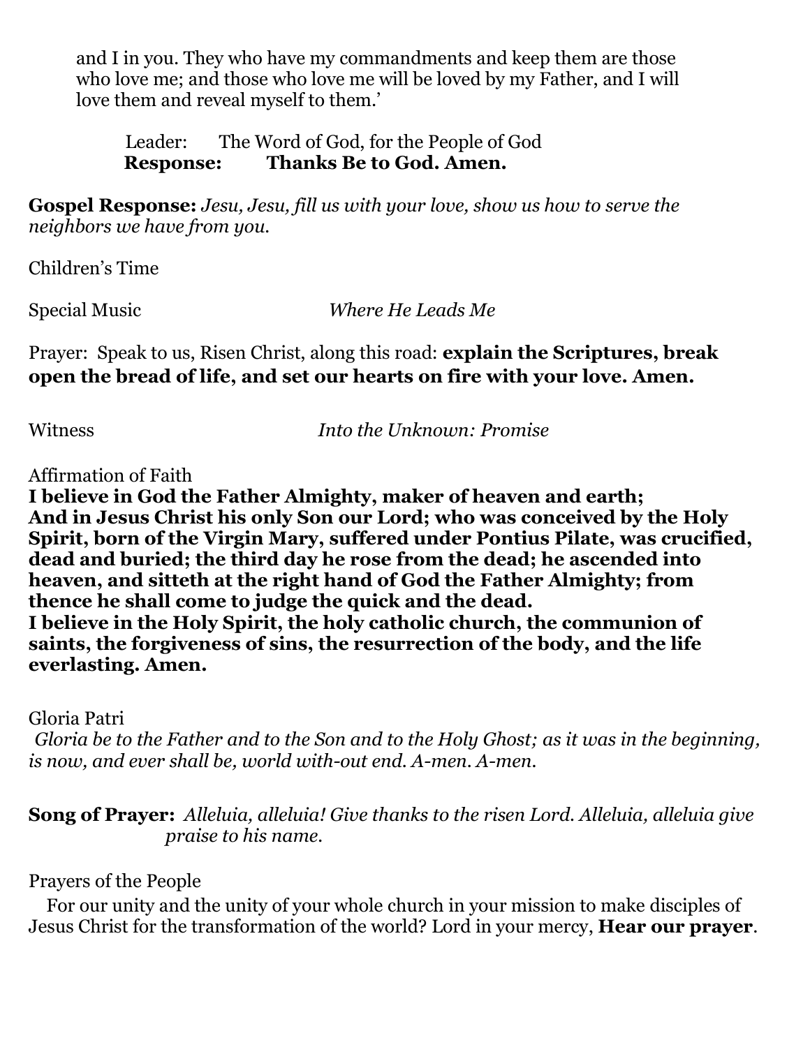and I in you. They who have my commandments and keep them are those who love me; and those who love me will be loved by my Father, and I will love them and reveal myself to them.'

Leader: The Word of God, for the People of God
**Response: Thanks Be to God. Amen.**

**Gospel Response:** *Jesu, Jesu, fill us with your love, show us how to serve the neighbors we have from you.*

Children's Time

Special Music *Where He Leads Me*

Prayer: Speak to us, Risen Christ, along this road: **explain the Scriptures, break open the bread of life, and set our hearts on fire with your love. Amen.**

Witness *Into the Unknown: Promise*

Affirmation of Faith
**I believe in God the Father Almighty, maker of heaven and earth;
And in Jesus Christ his only Son our Lord; who was conceived by the Holy Spirit, born of the Virgin Mary, suffered under Pontius Pilate, was crucified, dead and buried; the third day he rose from the dead; he ascended into heaven, and sitteth at the right hand of God the Father Almighty; from thence he shall come to judge the quick and the dead.
I believe in the Holy Spirit, the holy catholic church, the communion of saints, the forgiveness of sins, the resurrection of the body, and the life everlasting. Amen.**

Gloria Patri
*Gloria be to the Father and to the Son and to the Holy Ghost; as it was in the beginning, is now, and ever shall be, world with-out end. A-men. A-men.*

**Song of Prayer:** *Alleluia, alleluia! Give thanks to the risen Lord. Alleluia, alleluia give praise to his name.*

Prayers of the People
For our unity and the unity of your whole church in your mission to make disciples of Jesus Christ for the transformation of the world? Lord in your mercy, **Hear our prayer**.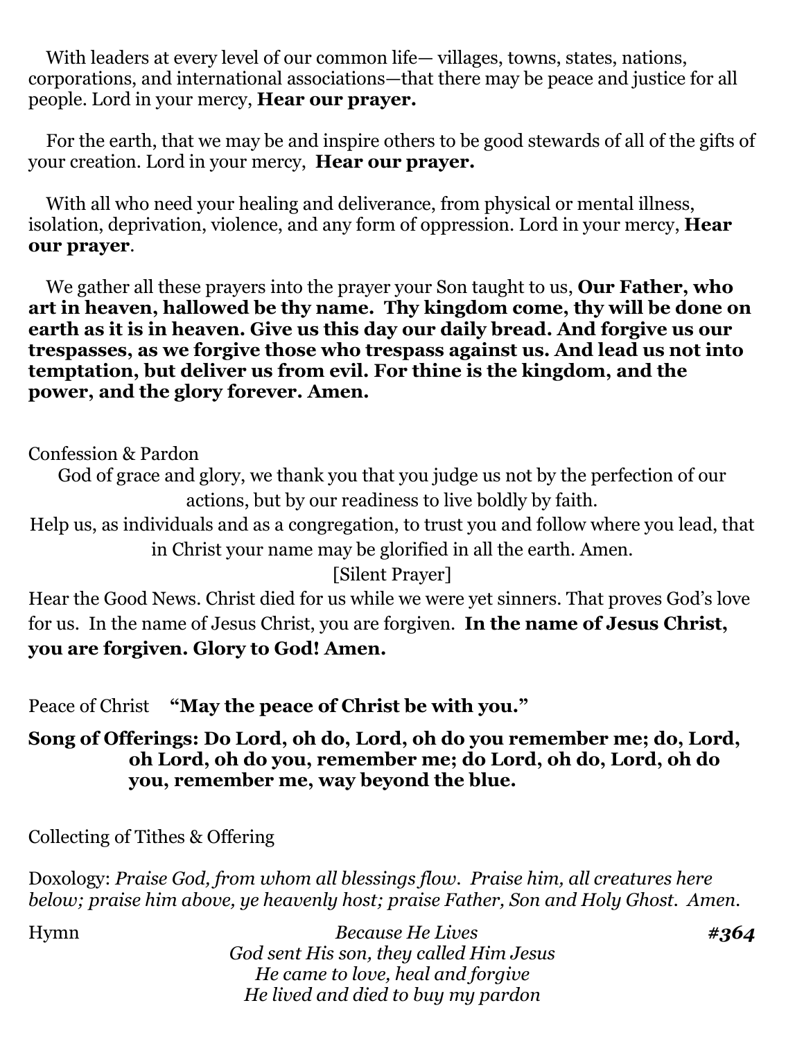With leaders at every level of our common life— villages, towns, states, nations, corporations, and international associations—that there may be peace and justice for all people. Lord in your mercy, **Hear our prayer.**

For the earth, that we may be and inspire others to be good stewards of all of the gifts of your creation. Lord in your mercy, **Hear our prayer.**

With all who need your healing and deliverance, from physical or mental illness, isolation, deprivation, violence, and any form of oppression. Lord in your mercy, **Hear our prayer**.

We gather all these prayers into the prayer your Son taught to us, **Our Father, who art in heaven, hallowed be thy name. Thy kingdom come, thy will be done on earth as it is in heaven. Give us this day our daily bread. And forgive us our trespasses, as we forgive those who trespass against us. And lead us not into temptation, but deliver us from evil. For thine is the kingdom, and the power, and the glory forever. Amen.**

Confession & Pardon

God of grace and glory, we thank you that you judge us not by the perfection of our actions, but by our readiness to live boldly by faith.
Help us, as individuals and as a congregation, to trust you and follow where you lead, that in Christ your name may be glorified in all the earth. Amen.
[Silent Prayer]

Hear the Good News. Christ died for us while we were yet sinners. That proves God's love for us. In the name of Jesus Christ, you are forgiven. **In the name of Jesus Christ, you are forgiven. Glory to God! Amen.**

Peace of Christ **"May the peace of Christ be with you."**

**Song of Offerings: Do Lord, oh do, Lord, oh do you remember me; do, Lord, oh Lord, oh do you, remember me; do Lord, oh do, Lord, oh do you, remember me, way beyond the blue.**

Collecting of Tithes & Offering

Doxology: *Praise God, from whom all blessings flow. Praise him, all creatures here below; praise him above, ye heavenly host; praise Father, Son and Holy Ghost. Amen.*

Hymn *Because He Lives* ***#364***

*God sent His son, they called Him Jesus*
*He came to love, heal and forgive*
*He lived and died to buy my pardon*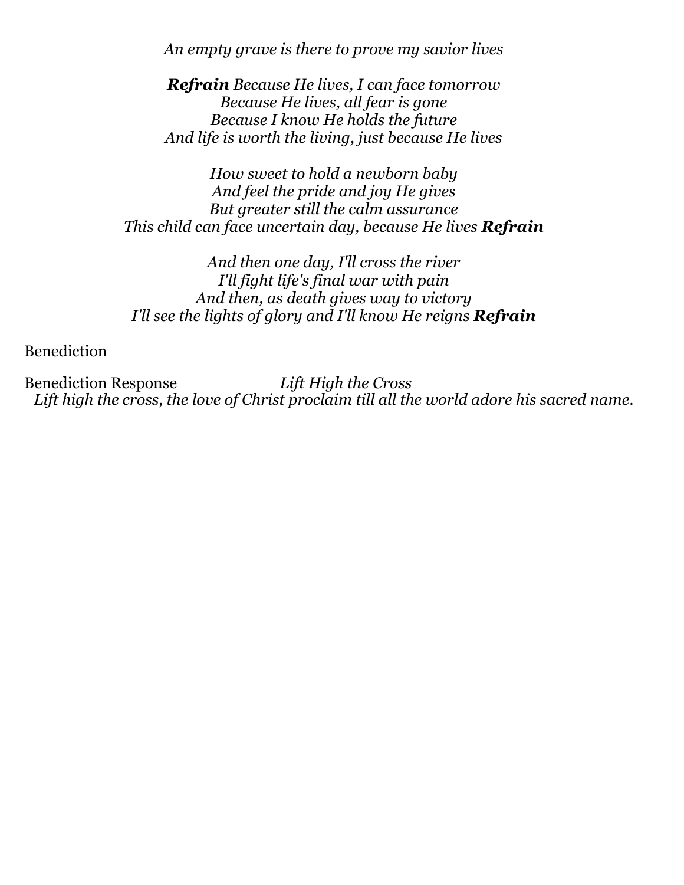*An empty grave is there to prove my savior lives*

***Refrain*** *Because He lives, I can face tomorrow*
*Because He lives, all fear is gone*
*Because I know He holds the future*
*And life is worth the living, just because He lives*

*How sweet to hold a newborn baby*
*And feel the pride and joy He gives*
*But greater still the calm assurance*
*This child can face uncertain day, because He lives* ***Refrain***

*And then one day, I'll cross the river*
*I'll fight life's final war with pain*
*And then, as death gives way to victory*
*I'll see the lights of glory and I'll know He reigns* ***Refrain***

Benediction

Benediction Response *Lift High the Cross*

*Lift high the cross, the love of Christ proclaim till all the world adore his sacred name.*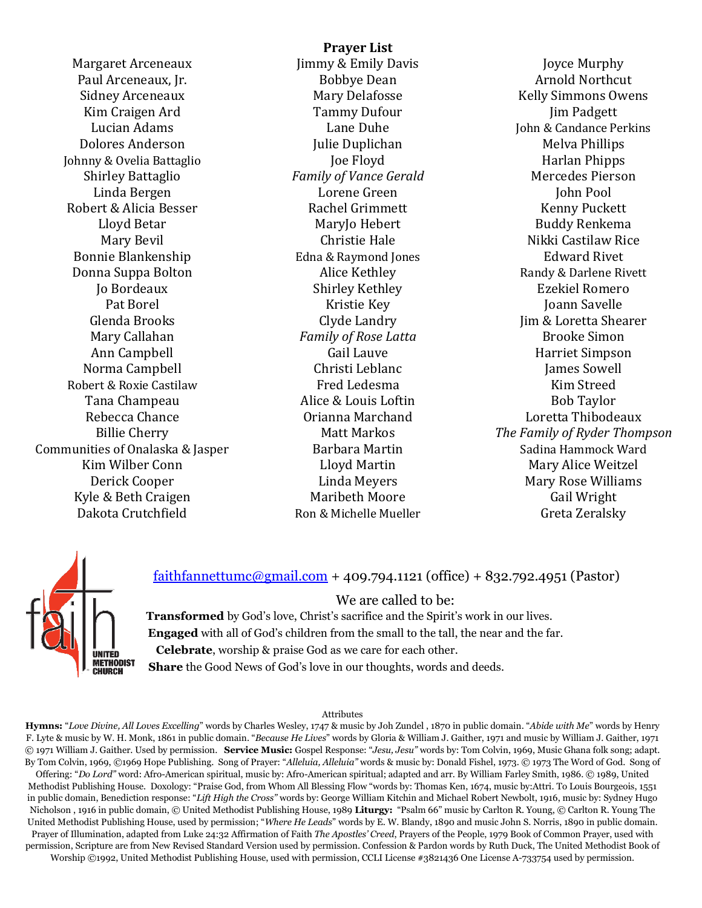## Prayer List

Margaret Arceneaux
Paul Arceneaux, Jr.
Sidney Arceneaux
Kim Craigen Ard
Lucian Adams
Dolores Anderson
Johnny & Ovelia Battaglio
Shirley Battaglio
Linda Bergen
Robert & Alicia Besser
Lloyd Betar
Mary Bevil
Bonnie Blankenship
Donna Suppa Bolton
Jo Bordeaux
Pat Borel
Glenda Brooks
Mary Callahan
Ann Campbell
Norma Campbell
Robert & Roxie Castilaw
Tana Champeau
Rebecca Chance
Billie Cherry
Communities of Onalaska & Jasper
Kim Wilber Conn
Derick Cooper
Kyle & Beth Craigen
Dakota Crutchfield

Jimmy & Emily Davis
Bobbye Dean
Mary Delafosse
Tammy Dufour
Lane Duhe
Julie Duplichan
Joe Floyd
*Family of Vance Gerald*
Lorene Green
Rachel Grimmett
MaryJo Hebert
Christie Hale
Edna & Raymond Jones
Alice Kethley
Shirley Kethley
Kristie Key
Clyde Landry
*Family of Rose Latta*
Gail Lauve
Christi Leblanc
Fred Ledesma
Alice & Louis Loftin
Orianna Marchand
Matt Markos
Barbara Martin
Lloyd Martin
Linda Meyers
Maribeth Moore
Ron & Michelle Mueller

Joyce Murphy
Arnold Northcut
Kelly Simmons Owens
Jim Padgett
John & Candance Perkins
Melva Phillips
Harlan Phipps
Mercedes Pierson
John Pool
Kenny Puckett
Buddy Renkema
Nikki Castilaw Rice
Edward Rivet
Randy & Darlene Rivett
Ezekiel Romero
Joann Savelle
Jim & Loretta Shearer
Brooke Simon
Harriet Simpson
James Sowell
Kim Streed
Bob Taylor
Loretta Thibodeaux
*The Family of Ryder Thompson*
Sadina Hammock Ward
Mary Alice Weitzel
Mary Rose Williams
Gail Wright
Greta Zeralsky

faith UNITED METHODIST CHURCH

faithfannettumc@gmail.com + 409.794.1121 (office) + 832.792.4951 (Pastor)

We are called to be:

**Transformed** by God's love, Christ's sacrifice and the Spirit's work in our lives.
**Engaged** with all of God's children from the small to the tall, the near and the far.
**Celebrate**, worship & praise God as we care for each other.
**Share** the Good News of God's love in our thoughts, words and deeds.

Attributes

**Hymns:** "*Love Divine, All Loves Excelling*" words by Charles Wesley, 1747 & music by Joh Zundel , 1870 in public domain. "*Abide with Me*" words by Henry F. Lyte & music by W. H. Monk, 1861 in public domain. "*Because He Lives*" words by Gloria & William J. Gaither, 1971 and music by William J. Gaither, 1971 © 1971 William J. Gaither. Used by permission. **Service Music:** Gospel Response: "*Jesu, Jesu"* words by: Tom Colvin, 1969, Music Ghana folk song; adapt. By Tom Colvin, 1969, ©1969 Hope Publishing. Song of Prayer: "*Alleluia, Alleluia"* words & music by: Donald Fishel, 1973. © 1973 The Word of God. Song of Offering: "*Do Lord"* word: Afro-American spiritual, music by: Afro-American spiritual; adapted and arr. By William Farley Smith, 1986. © 1989, United Methodist Publishing House. Doxology: "Praise God, from Whom All Blessing Flow "words by: Thomas Ken, 1674, music by:Attri. To Louis Bourgeois, 1551 in public domain, Benediction response: "*Lift High the Cross"* words by: George William Kitchin and Michael Robert Newbolt, 1916, music by: Sydney Hugo Nicholson , 1916 in public domain, © United Methodist Publishing House, 1989 **Liturgy:** "Psalm 66" music by Carlton R. Young, © Carlton R. Young The United Methodist Publishing House, used by permission; "*Where He Leads*" words by E. W. Blandy, 1890 and music John S. Norris, 1890 in public domain. Prayer of Illumination, adapted from Luke 24:32 Affirmation of Faith *The Apostles' Creed*, Prayers of the People, 1979 Book of Common Prayer, used with permission, Scripture are from New Revised Standard Version used by permission. Confession & Pardon words by Ruth Duck, The United Methodist Book of Worship ©1992, United Methodist Publishing House, used with permission, CCLI License #3821436 One License A-733754 used by permission.